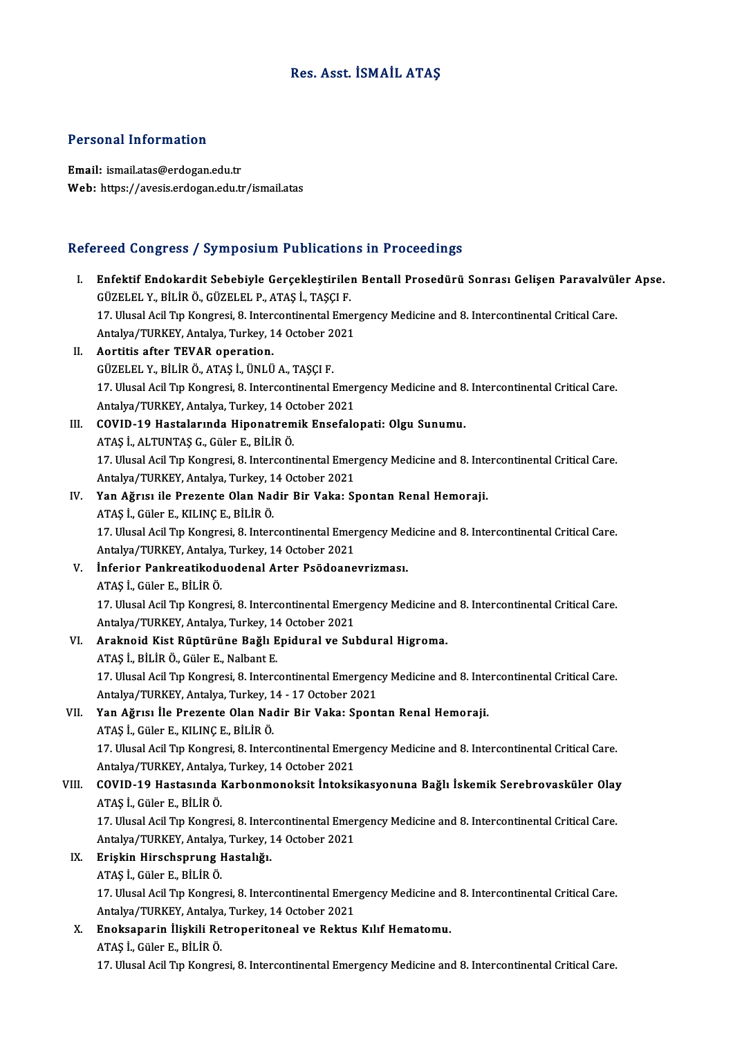# Res. Asst. İSMAİL ATAŞ

## Personal Information

**Email:** ismail.atas@erdogan.edu.tr
**Web:** https://avesis.erdogan.edu.tr/ismail.atas

## Refereed Congress / Symposium Publications in Proceedings

I. **Enfektif Endokardit Sebebiyle Gerçekleştirilen Bentall Prosedürü Sonrası Gelişen Paravalvüler Apse.**
GÜZELEL Y., BİLİR Ö., GÜZELEL P., ATAŞ İ., TAŞÇI F.
17. Ulusal Acil Tıp Kongresi, 8. Intercontinental Emergency Medicine and 8. Intercontinental Critical Care. Antalya/TURKEY, Antalya, Turkey, 14 October 2021

II. **Aortitis after TEVAR operation.**
GÜZELEL Y., BİLİR Ö., ATAŞ İ., ÜNLÜ A., TAŞÇI F.
17. Ulusal Acil Tıp Kongresi, 8. Intercontinental Emergency Medicine and 8. Intercontinental Critical Care. Antalya/TURKEY, Antalya, Turkey, 14 October 2021

III. **COVID-19 Hastalarında Hiponatremik Ensefalopati: Olgu Sunumu.**
ATAŞ İ., ALTUNTAŞ G., Güler E., BİLİR Ö.
17. Ulusal Acil Tıp Kongresi, 8. Intercontinental Emergency Medicine and 8. Intercontinental Critical Care. Antalya/TURKEY, Antalya, Turkey, 14 October 2021

IV. **Yan Ağrısı ile Prezente Olan Nadir Bir Vaka: Spontan Renal Hemoraji.**
ATAŞ İ., Güler E., KILINÇ E., BİLİR Ö.
17. Ulusal Acil Tıp Kongresi, 8. Intercontinental Emergency Medicine and 8. Intercontinental Critical Care. Antalya/TURKEY, Antalya, Turkey, 14 October 2021

V. **İnferior Pankreatikoduodenal Arter Psödoanevrizması.**
ATAŞ İ., Güler E., BİLİR Ö.
17. Ulusal Acil Tıp Kongresi, 8. Intercontinental Emergency Medicine and 8. Intercontinental Critical Care. Antalya/TURKEY, Antalya, Turkey, 14 October 2021

VI. **Araknoid Kist Rüptürüne Bağlı Epidural ve Subdural Higroma.**
ATAŞ İ., BİLİR Ö., Güler E., Nalbant E.
17. Ulusal Acil Tıp Kongresi, 8. Intercontinental Emergency Medicine and 8. Intercontinental Critical Care. Antalya/TURKEY, Antalya, Turkey, 14 - 17 October 2021

VII. **Yan Ağrısı İle Prezente Olan Nadir Bir Vaka: Spontan Renal Hemoraji.**
ATAŞ İ., Güler E., KILINÇ E., BİLİR Ö.
17. Ulusal Acil Tıp Kongresi, 8. Intercontinental Emergency Medicine and 8. Intercontinental Critical Care. Antalya/TURKEY, Antalya, Turkey, 14 October 2021

VIII. **COVID-19 Hastasında Karbonmonoksit İntoksikasyonuna Bağlı İskemik Serebrovasküler Olay**
ATAŞ İ., Güler E., BİLİR Ö.
17. Ulusal Acil Tıp Kongresi, 8. Intercontinental Emergency Medicine and 8. Intercontinental Critical Care. Antalya/TURKEY, Antalya, Turkey, 14 October 2021

IX. **Erişkin Hirschsprung Hastalığı.**
ATAŞ İ., Güler E., BİLİR Ö.
17. Ulusal Acil Tıp Kongresi, 8. Intercontinental Emergency Medicine and 8. Intercontinental Critical Care. Antalya/TURKEY, Antalya, Turkey, 14 October 2021

X. **Enoksaparin İlişkili Retroperitoneal ve Rektus Kılıf Hematomu.**
ATAŞ İ., Güler E., BİLİR Ö.
17. Ulusal Acil Tıp Kongresi, 8. Intercontinental Emergency Medicine and 8. Intercontinental Critical Care.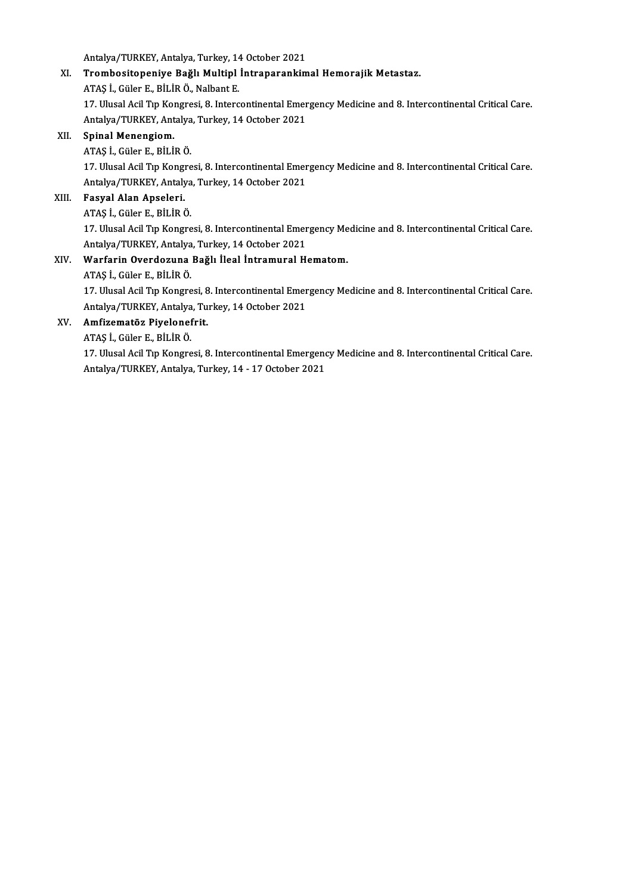Antalya/TURKEY, Antalya, Turkey, 14 October 2021

XI. **Trombositopeniye Bağlı Multipl İntraparankimal Hemorajik Metastaz.**
ATAŞ İ., Güler E., BİLİR Ö., Nalbant E.
17. Ulusal Acil Tıp Kongresi, 8. Intercontinental Emergency Medicine and 8. Intercontinental Critical Care. Antalya/TURKEY, Antalya, Turkey, 14 October 2021

XII. **Spinal Menengiom.**
ATAŞ İ., Güler E., BİLİR Ö.
17. Ulusal Acil Tıp Kongresi, 8. Intercontinental Emergency Medicine and 8. Intercontinental Critical Care. Antalya/TURKEY, Antalya, Turkey, 14 October 2021

XIII. **Fasyal Alan Apseleri.**
ATAŞ İ., Güler E., BİLİR Ö.
17. Ulusal Acil Tıp Kongresi, 8. Intercontinental Emergency Medicine and 8. Intercontinental Critical Care. Antalya/TURKEY, Antalya, Turkey, 14 October 2021

XIV. **Warfarin Overdozuna Bağlı İleal İntramural Hematom.**
ATAŞ İ., Güler E., BİLİR Ö.
17. Ulusal Acil Tıp Kongresi, 8. Intercontinental Emergency Medicine and 8. Intercontinental Critical Care. Antalya/TURKEY, Antalya, Turkey, 14 October 2021

XV. **Amfizematöz Piyelonefrit.**
ATAŞ İ., Güler E., BİLİR Ö.
17. Ulusal Acil Tıp Kongresi, 8. Intercontinental Emergency Medicine and 8. Intercontinental Critical Care. Antalya/TURKEY, Antalya, Turkey, 14 - 17 October 2021